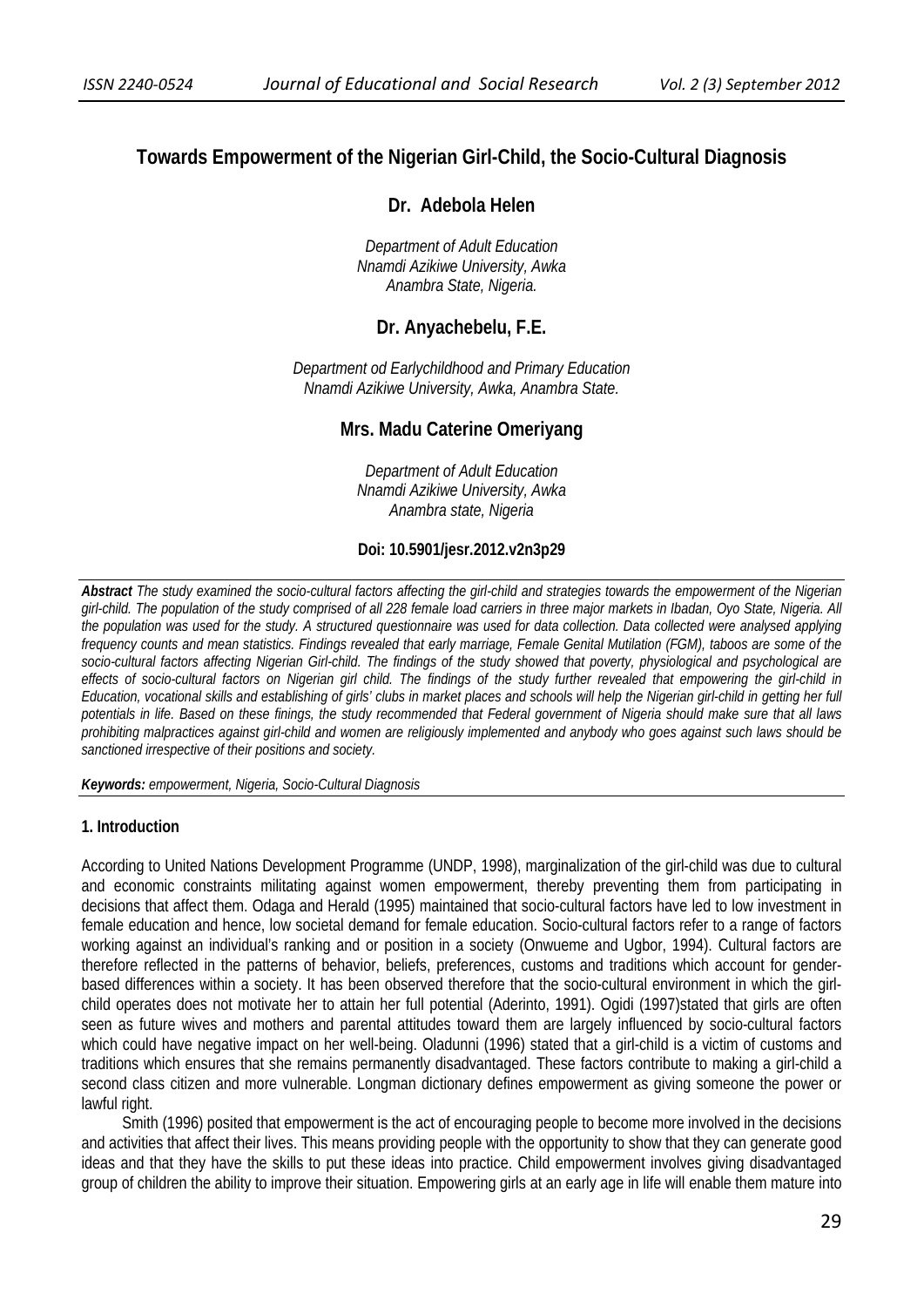# Towards Empowerment of the Nigerian Girl-Child, the Socio-Cultural Diagnosis

**Dr. Adebola Helen**

*Department of Adult Education*
*Nnamdi Azikiwe University, Awka*
*Anambra State, Nigeria.*

**Dr. Anyachebelu, F.E.**

*Department od Earlychildhood and Primary Education*
*Nnamdi Azikiwe University, Awka, Anambra State.*

**Mrs. Madu Caterine Omeriyang**

*Department of Adult Education*
*Nnamdi Azikiwe University, Awka*
*Anambra state, Nigeria*

**Doi: 10.5901/jesr.2012.v2n3p29**

***Abstract*** *The study examined the socio-cultural factors affecting the girl-child and strategies towards the empowerment of the Nigerian girl-child. The population of the study comprised of all 228 female load carriers in three major markets in Ibadan, Oyo State, Nigeria. All the population was used for the study. A structured questionnaire was used for data collection. Data collected were analysed applying frequency counts and mean statistics. Findings revealed that early marriage, Female Genital Mutilation (FGM), taboos are some of the socio-cultural factors affecting Nigerian Girl-child. The findings of the study showed that poverty, physiological and psychological are effects of socio-cultural factors on Nigerian girl child. The findings of the study further revealed that empowering the girl-child in Education, vocational skills and establishing of girls' clubs in market places and schools will help the Nigerian girl-child in getting her full potentials in life. Based on these finings, the study recommended that Federal government of Nigeria should make sure that all laws prohibiting malpractices against girl-child and women are religiously implemented and anybody who goes against such laws should be sanctioned irrespective of their positions and society.*

***Keywords:*** *empowerment, Nigeria, Socio-Cultural Diagnosis*

## 1. Introduction

According to United Nations Development Programme (UNDP, 1998), marginalization of the girl-child was due to cultural and economic constraints militating against women empowerment, thereby preventing them from participating in decisions that affect them. Odaga and Herald (1995) maintained that socio-cultural factors have led to low investment in female education and hence, low societal demand for female education. Socio-cultural factors refer to a range of factors working against an individual's ranking and or position in a society (Onwueme and Ugbor, 1994). Cultural factors are therefore reflected in the patterns of behavior, beliefs, preferences, customs and traditions which account for gender-based differences within a society. It has been observed therefore that the socio-cultural environment in which the girl-child operates does not motivate her to attain her full potential (Aderinto, 1991). Ogidi (1997)stated that girls are often seen as future wives and mothers and parental attitudes toward them are largely influenced by socio-cultural factors which could have negative impact on her well-being. Oladunni (1996) stated that a girl-child is a victim of customs and traditions which ensures that she remains permanently disadvantaged. These factors contribute to making a girl-child a second class citizen and more vulnerable. Longman dictionary defines empowerment as giving someone the power or lawful right.

Smith (1996) posited that empowerment is the act of encouraging people to become more involved in the decisions and activities that affect their lives. This means providing people with the opportunity to show that they can generate good ideas and that they have the skills to put these ideas into practice. Child empowerment involves giving disadvantaged group of children the ability to improve their situation. Empowering girls at an early age in life will enable them mature into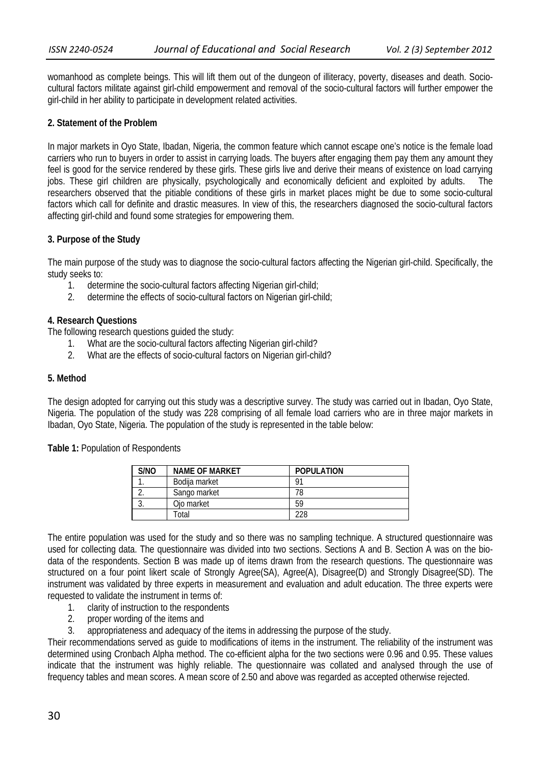womanhood as complete beings. This will lift them out of the dungeon of illiteracy, poverty, diseases and death. Socio-cultural factors militate against girl-child empowerment and removal of the socio-cultural factors will further empower the girl-child in her ability to participate in development related activities.

## 2. Statement of the Problem

In major markets in Oyo State, Ibadan, Nigeria, the common feature which cannot escape one's notice is the female load carriers who run to buyers in order to assist in carrying loads. The buyers after engaging them pay them any amount they feel is good for the service rendered by these girls. These girls live and derive their means of existence on load carrying jobs. These girl children are physically, psychologically and economically deficient and exploited by adults. The researchers observed that the pitiable conditions of these girls in market places might be due to some socio-cultural factors which call for definite and drastic measures. In view of this, the researchers diagnosed the socio-cultural factors affecting girl-child and found some strategies for empowering them.

## 3. Purpose of the Study

The main purpose of the study was to diagnose the socio-cultural factors affecting the Nigerian girl-child. Specifically, the study seeks to:

1. determine the socio-cultural factors affecting Nigerian girl-child;
2. determine the effects of socio-cultural factors on Nigerian girl-child;

## 4. Research Questions

The following research questions guided the study:

1. What are the socio-cultural factors affecting Nigerian girl-child?
2. What are the effects of socio-cultural factors on Nigerian girl-child?

## 5. Method

The design adopted for carrying out this study was a descriptive survey. The study was carried out in Ibadan, Oyo State, Nigeria. The population of the study was 228 comprising of all female load carriers who are in three major markets in Ibadan, Oyo State, Nigeria. The population of the study is represented in the table below:

**Table 1:** Population of Respondents

| S/NO | NAME OF MARKET | POPULATION |
|---|---|---|
| 1. | Bodija market | 91 |
| 2. | Sango market | 78 |
| 3. | Ojo market | 59 |
| | Total | 228 |

The entire population was used for the study and so there was no sampling technique. A structured questionnaire was used for collecting data. The questionnaire was divided into two sections. Sections A and B. Section A was on the bio-data of the respondents. Section B was made up of items drawn from the research questions. The questionnaire was structured on a four point likert scale of Strongly Agree(SA), Agree(A), Disagree(D) and Strongly Disagree(SD). The instrument was validated by three experts in measurement and evaluation and adult education. The three experts were requested to validate the instrument in terms of:

1. clarity of instruction to the respondents
2. proper wording of the items and
3. appropriateness and adequacy of the items in addressing the purpose of the study.

Their recommendations served as guide to modifications of items in the instrument. The reliability of the instrument was determined using Cronbach Alpha method. The co-efficient alpha for the two sections were 0.96 and 0.95. These values indicate that the instrument was highly reliable. The questionnaire was collated and analysed through the use of frequency tables and mean scores. A mean score of 2.50 and above was regarded as accepted otherwise rejected.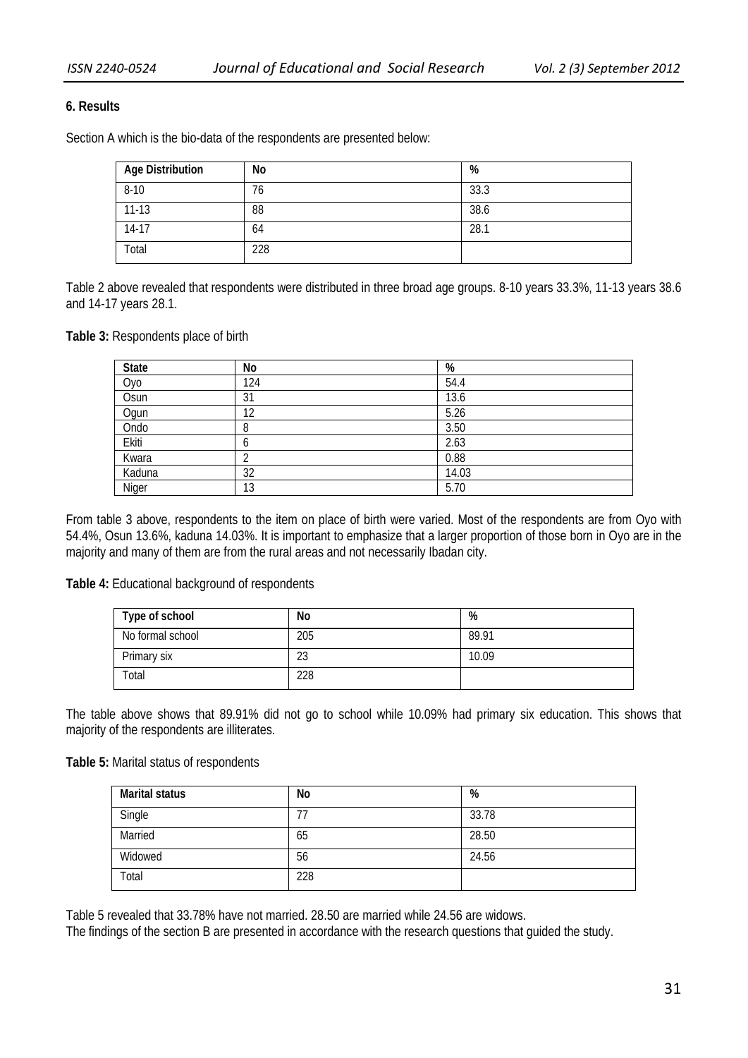## 6. Results

Section A which is the bio-data of the respondents are presented below:

| Age Distribution | No | % |
|---|---|---|
| 8-10 | 76 | 33.3 |
| 11-13 | 88 | 38.6 |
| 14-17 | 64 | 28.1 |
| Total | 228 | |

Table 2 above revealed that respondents were distributed in three broad age groups. 8-10 years 33.3%, 11-13 years 38.6 and 14-17 years 28.1.

**Table 3:** Respondents place of birth

| State | No | % |
|---|---|---|
| Oyo | 124 | 54.4 |
| Osun | 31 | 13.6 |
| Ogun | 12 | 5.26 |
| Ondo | 8 | 3.50 |
| Ekiti | 6 | 2.63 |
| Kwara | 2 | 0.88 |
| Kaduna | 32 | 14.03 |
| Niger | 13 | 5.70 |

From table 3 above, respondents to the item on place of birth were varied. Most of the respondents are from Oyo with 54.4%, Osun 13.6%, kaduna 14.03%. It is important to emphasize that a larger proportion of those born in Oyo are in the majority and many of them are from the rural areas and not necessarily Ibadan city.

**Table 4:** Educational background of respondents

| Type of school | No | % |
|---|---|---|
| No formal school | 205 | 89.91 |
| Primary six | 23 | 10.09 |
| Total | 228 | |

The table above shows that 89.91% did not go to school while 10.09% had primary six education. This shows that majority of the respondents are illiterates.

**Table 5:** Marital status of respondents

| Marital status | No | % |
|---|---|---|
| Single | 77 | 33.78 |
| Married | 65 | 28.50 |
| Widowed | 56 | 24.56 |
| Total | 228 | |

Table 5 revealed that 33.78% have not married. 28.50 are married while 24.56 are widows.

The findings of the section B are presented in accordance with the research questions that guided the study.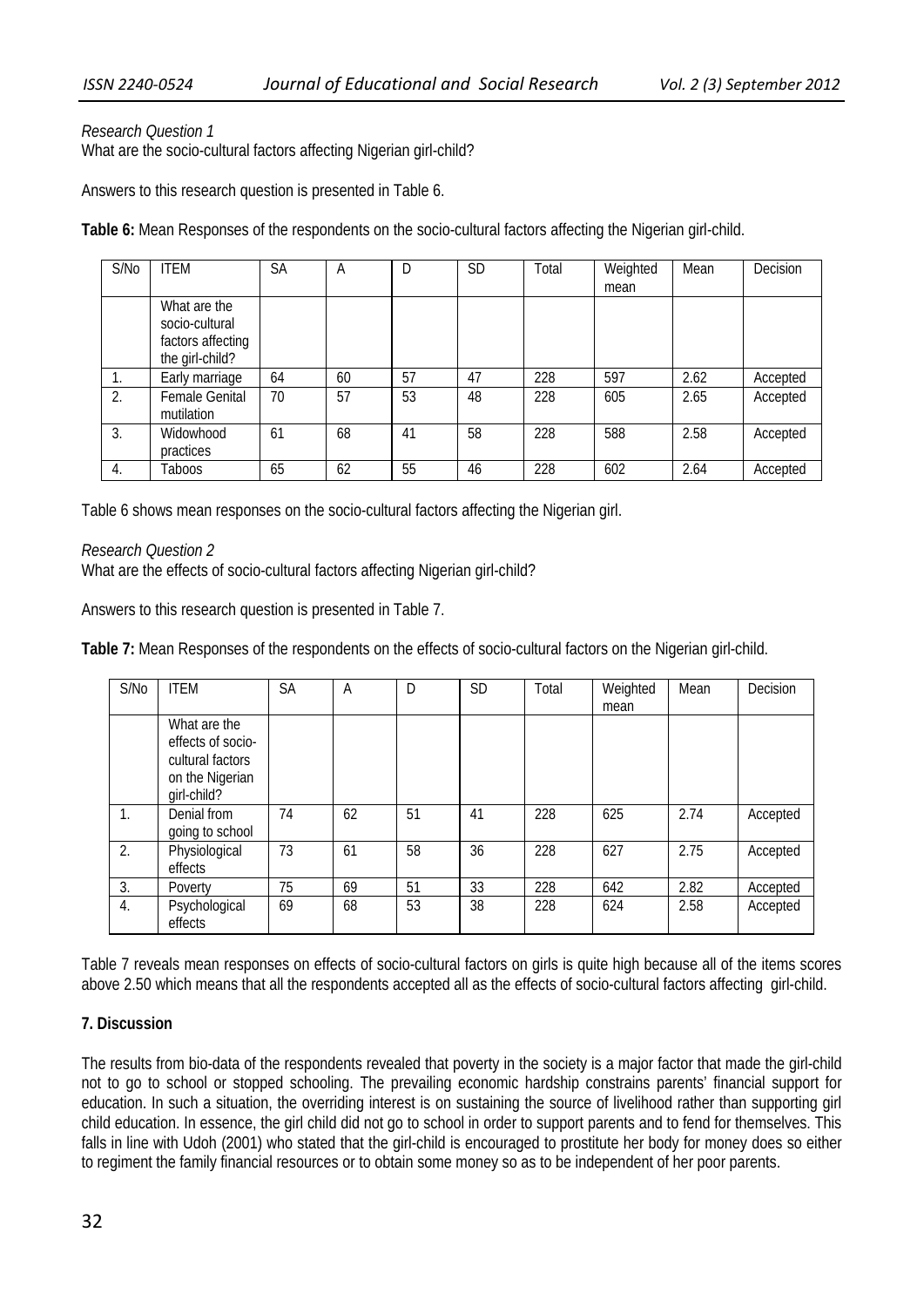*Research Question 1*
What are the socio-cultural factors affecting Nigerian girl-child?

Answers to this research question is presented in Table 6.

**Table 6:** Mean Responses of the respondents on the socio-cultural factors affecting the Nigerian girl-child.

| S/No | ITEM | SA | A | D | SD | Total | Weighted mean | Mean | Decision |
|---|---|---|---|---|---|---|---|---|---|
| | What are the socio-cultural factors affecting the girl-child? | | | | | | | | |
| 1. | Early marriage | 64 | 60 | 57 | 47 | 228 | 597 | 2.62 | Accepted |
| 2. | Female Genital mutilation | 70 | 57 | 53 | 48 | 228 | 605 | 2.65 | Accepted |
| 3. | Widowhood practices | 61 | 68 | 41 | 58 | 228 | 588 | 2.58 | Accepted |
| 4. | Taboos | 65 | 62 | 55 | 46 | 228 | 602 | 2.64 | Accepted |

Table 6 shows mean responses on the socio-cultural factors affecting the Nigerian girl.

*Research Question 2*
What are the effects of socio-cultural factors affecting Nigerian girl-child?

Answers to this research question is presented in Table 7.

**Table 7:** Mean Responses of the respondents on the effects of socio-cultural factors on the Nigerian girl-child.

| S/No | ITEM | SA | A | D | SD | Total | Weighted mean | Mean | Decision |
|---|---|---|---|---|---|---|---|---|---|
| | What are the effects of socio-cultural factors on the Nigerian girl-child? | | | | | | | | |
| 1. | Denial from going to school | 74 | 62 | 51 | 41 | 228 | 625 | 2.74 | Accepted |
| 2. | Physiological effects | 73 | 61 | 58 | 36 | 228 | 627 | 2.75 | Accepted |
| 3. | Poverty | 75 | 69 | 51 | 33 | 228 | 642 | 2.82 | Accepted |
| 4. | Psychological effects | 69 | 68 | 53 | 38 | 228 | 624 | 2.58 | Accepted |

Table 7 reveals mean responses on effects of socio-cultural factors on girls is quite high because all of the items scores above 2.50 which means that all the respondents accepted all as the effects of socio-cultural factors affecting girl-child.

## 7. Discussion

The results from bio-data of the respondents revealed that poverty in the society is a major factor that made the girl-child not to go to school or stopped schooling. The prevailing economic hardship constrains parents' financial support for education. In such a situation, the overriding interest is on sustaining the source of livelihood rather than supporting girl child education. In essence, the girl child did not go to school in order to support parents and to fend for themselves. This falls in line with Udoh (2001) who stated that the girl-child is encouraged to prostitute her body for money does so either to regiment the family financial resources or to obtain some money so as to be independent of her poor parents.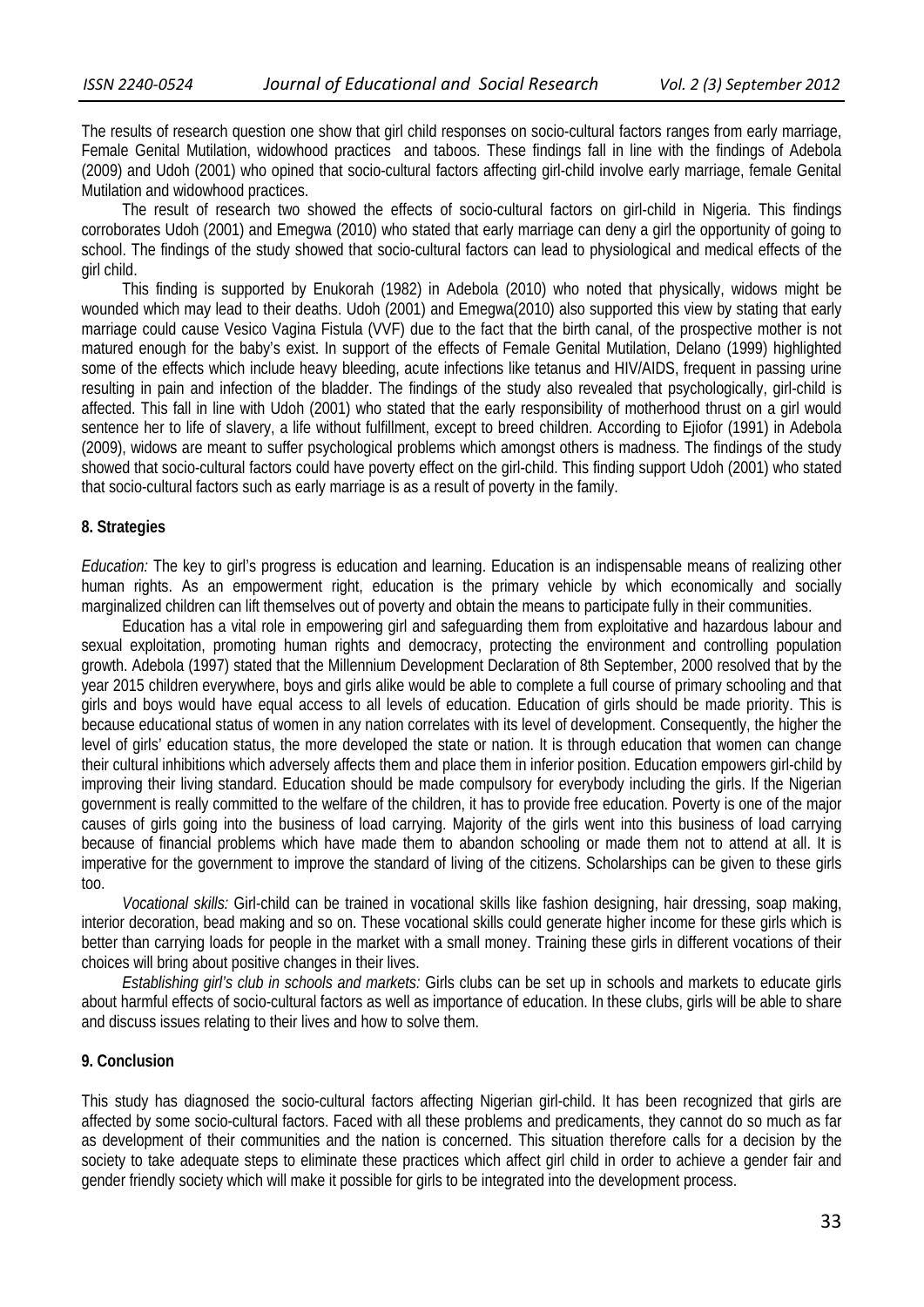The results of research question one show that girl child responses on socio-cultural factors ranges from early marriage, Female Genital Mutilation, widowhood practices and taboos. These findings fall in line with the findings of Adebola (2009) and Udoh (2001) who opined that socio-cultural factors affecting girl-child involve early marriage, female Genital Mutilation and widowhood practices.

The result of research two showed the effects of socio-cultural factors on girl-child in Nigeria. This findings corroborates Udoh (2001) and Emegwa (2010) who stated that early marriage can deny a girl the opportunity of going to school. The findings of the study showed that socio-cultural factors can lead to physiological and medical effects of the girl child.

This finding is supported by Enukorah (1982) in Adebola (2010) who noted that physically, widows might be wounded which may lead to their deaths. Udoh (2001) and Emegwa(2010) also supported this view by stating that early marriage could cause Vesico Vagina Fistula (VVF) due to the fact that the birth canal, of the prospective mother is not matured enough for the baby's exist. In support of the effects of Female Genital Mutilation, Delano (1999) highlighted some of the effects which include heavy bleeding, acute infections like tetanus and HIV/AIDS, frequent in passing urine resulting in pain and infection of the bladder. The findings of the study also revealed that psychologically, girl-child is affected. This fall in line with Udoh (2001) who stated that the early responsibility of motherhood thrust on a girl would sentence her to life of slavery, a life without fulfillment, except to breed children. According to Ejiofor (1991) in Adebola (2009), widows are meant to suffer psychological problems which amongst others is madness. The findings of the study showed that socio-cultural factors could have poverty effect on the girl-child. This finding support Udoh (2001) who stated that socio-cultural factors such as early marriage is as a result of poverty in the family.

## 8. Strategies

*Education:* The key to girl's progress is education and learning. Education is an indispensable means of realizing other human rights. As an empowerment right, education is the primary vehicle by which economically and socially marginalized children can lift themselves out of poverty and obtain the means to participate fully in their communities.

Education has a vital role in empowering girl and safeguarding them from exploitative and hazardous labour and sexual exploitation, promoting human rights and democracy, protecting the environment and controlling population growth. Adebola (1997) stated that the Millennium Development Declaration of 8th September, 2000 resolved that by the year 2015 children everywhere, boys and girls alike would be able to complete a full course of primary schooling and that girls and boys would have equal access to all levels of education. Education of girls should be made priority. This is because educational status of women in any nation correlates with its level of development. Consequently, the higher the level of girls' education status, the more developed the state or nation. It is through education that women can change their cultural inhibitions which adversely affects them and place them in inferior position. Education empowers girl-child by improving their living standard. Education should be made compulsory for everybody including the girls. If the Nigerian government is really committed to the welfare of the children, it has to provide free education. Poverty is one of the major causes of girls going into the business of load carrying. Majority of the girls went into this business of load carrying because of financial problems which have made them to abandon schooling or made them not to attend at all. It is imperative for the government to improve the standard of living of the citizens. Scholarships can be given to these girls too.

*Vocational skills:* Girl-child can be trained in vocational skills like fashion designing, hair dressing, soap making, interior decoration, bead making and so on. These vocational skills could generate higher income for these girls which is better than carrying loads for people in the market with a small money. Training these girls in different vocations of their choices will bring about positive changes in their lives.

*Establishing girl's club in schools and markets:* Girls clubs can be set up in schools and markets to educate girls about harmful effects of socio-cultural factors as well as importance of education. In these clubs, girls will be able to share and discuss issues relating to their lives and how to solve them.

## 9. Conclusion

This study has diagnosed the socio-cultural factors affecting Nigerian girl-child. It has been recognized that girls are affected by some socio-cultural factors. Faced with all these problems and predicaments, they cannot do so much as far as development of their communities and the nation is concerned. This situation therefore calls for a decision by the society to take adequate steps to eliminate these practices which affect girl child in order to achieve a gender fair and gender friendly society which will make it possible for girls to be integrated into the development process.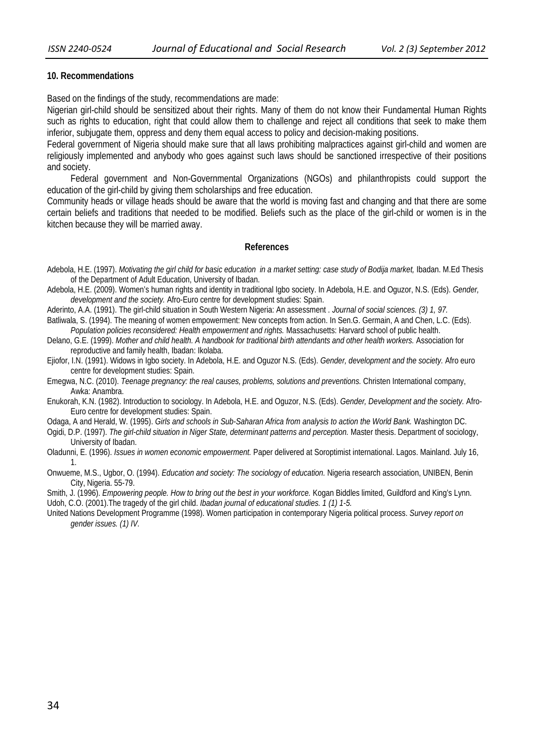## 10. Recommendations

Based on the findings of the study, recommendations are made:

Nigerian girl-child should be sensitized about their rights. Many of them do not know their Fundamental Human Rights such as rights to education, right that could allow them to challenge and reject all conditions that seek to make them inferior, subjugate them, oppress and deny them equal access to policy and decision-making positions.

Federal government of Nigeria should make sure that all laws prohibiting malpractices against girl-child and women are religiously implemented and anybody who goes against such laws should be sanctioned irrespective of their positions and society.

Federal government and Non-Governmental Organizations (NGOs) and philanthropists could support the education of the girl-child by giving them scholarships and free education.

Community heads or village heads should be aware that the world is moving fast and changing and that there are some certain beliefs and traditions that needed to be modified. Beliefs such as the place of the girl-child or women is in the kitchen because they will be married away.

## References

Adebola, H.E. (1997). *Motivating the girl child for basic education in a market setting: case study of Bodija market,* Ibadan. M.Ed Thesis of the Department of Adult Education, University of Ibadan.

Adebola, H.E. (2009). Women's human rights and identity in traditional Igbo society. In Adebola, H.E. and Oguzor, N.S. (Eds). *Gender, development and the society.* Afro-Euro centre for development studies: Spain.

Aderinto, A.A. (1991). The girl-child situation in South Western Nigeria: An assessment . *Journal of social sciences. (3) 1, 97.*

Batliwala, S. (1994). The meaning of women empowerment: New concepts from action. In Sen.G. Germain, A and Chen, L.C. (Eds). *Population policies reconsidered: Health empowerment and rights.* Massachusetts: Harvard school of public health.

Delano, G.E. (1999). *Mother and child health. A handbook for traditional birth attendants and other health workers.* Association for reproductive and family health, Ibadan: Ikolaba.

Ejiofor, I.N. (1991). Widows in Igbo society. In Adebola, H.E. and Oguzor N.S. (Eds). *Gender, development and the society.* Afro euro centre for development studies: Spain.

Emegwa, N.C. (2010). *Teenage pregnancy: the real causes, problems, solutions and preventions.* Christen International company, Awka: Anambra.

Enukorah, K.N. (1982). Introduction to sociology. In Adebola, H.E. and Oguzor, N.S. (Eds). *Gender, Development and the society.* Afro-Euro centre for development studies: Spain.

Odaga, A and Herald, W. (1995). *Girls and schools in Sub-Saharan Africa from analysis to action the World Bank.* Washington DC.

Ogidi, D.P. (1997). *The girl-child situation in Niger State, determinant patterns and perception.* Master thesis. Department of sociology, University of Ibadan.

Oladunni, E. (1996). *Issues in women economic empowerment.* Paper delivered at Soroptimist international. Lagos. Mainland. July 16, 1.

Onwueme, M.S., Ugbor, O. (1994). *Education and society: The sociology of education.* Nigeria research association, UNIBEN, Benin City, Nigeria. 55-79.

Smith, J. (1996). *Empowering people. How to bring out the best in your workforce.* Kogan Biddles limited, Guildford and King's Lynn.

Udoh, C.O. (2001).The tragedy of the girl child. *Ibadan journal of educational studies. 1 (1) 1-5.*

United Nations Development Programme (1998). Women participation in contemporary Nigeria political process. *Survey report on gender issues. (1) IV.*